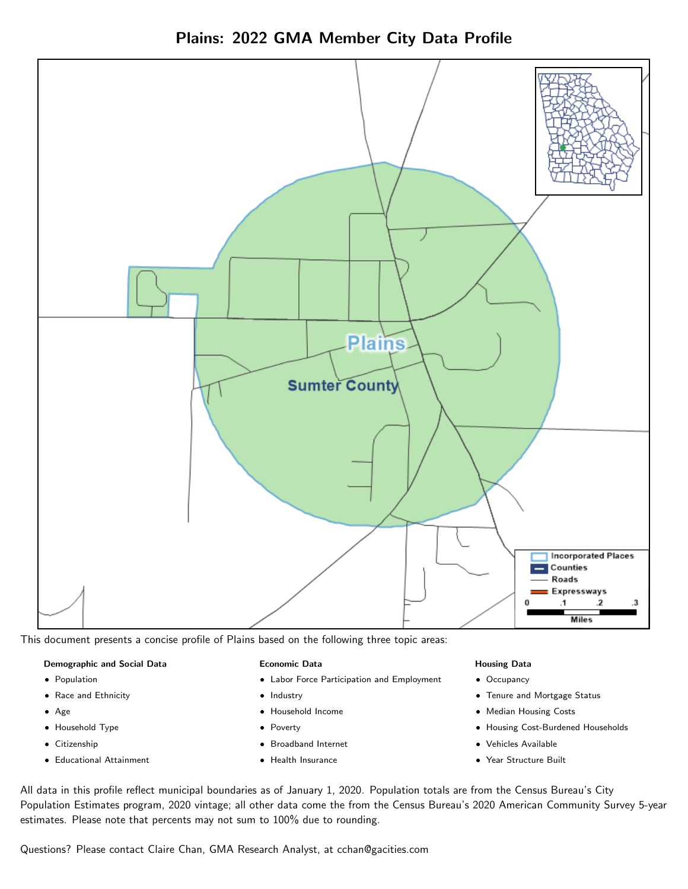# Plains: 2022 GMA Member City Data Profile

This document presents a concise profile of Plains based on the following three topic areas:

**Demographic and Social Data**

- Population
- Race and Ethnicity
- Age
- Household Type
- Citizenship
- Educational Attainment

**Economic Data**

- Labor Force Participation and Employment
- Industry
- Household Income
- Poverty
- Broadband Internet
- Health Insurance

**Housing Data**

- Occupancy
- Tenure and Mortgage Status
- Median Housing Costs
- Housing Cost-Burdened Households
- Vehicles Available
- Year Structure Built

All data in this profile reflect municipal boundaries as of January 1, 2020. Population totals are from the Census Bureau's City Population Estimates program, 2020 vintage; all other data come the from the Census Bureau's 2020 American Community Survey 5-year estimates. Please note that percents may not sum to 100% due to rounding.

Questions? Please contact Claire Chan, GMA Research Analyst, at cchan@gacities.com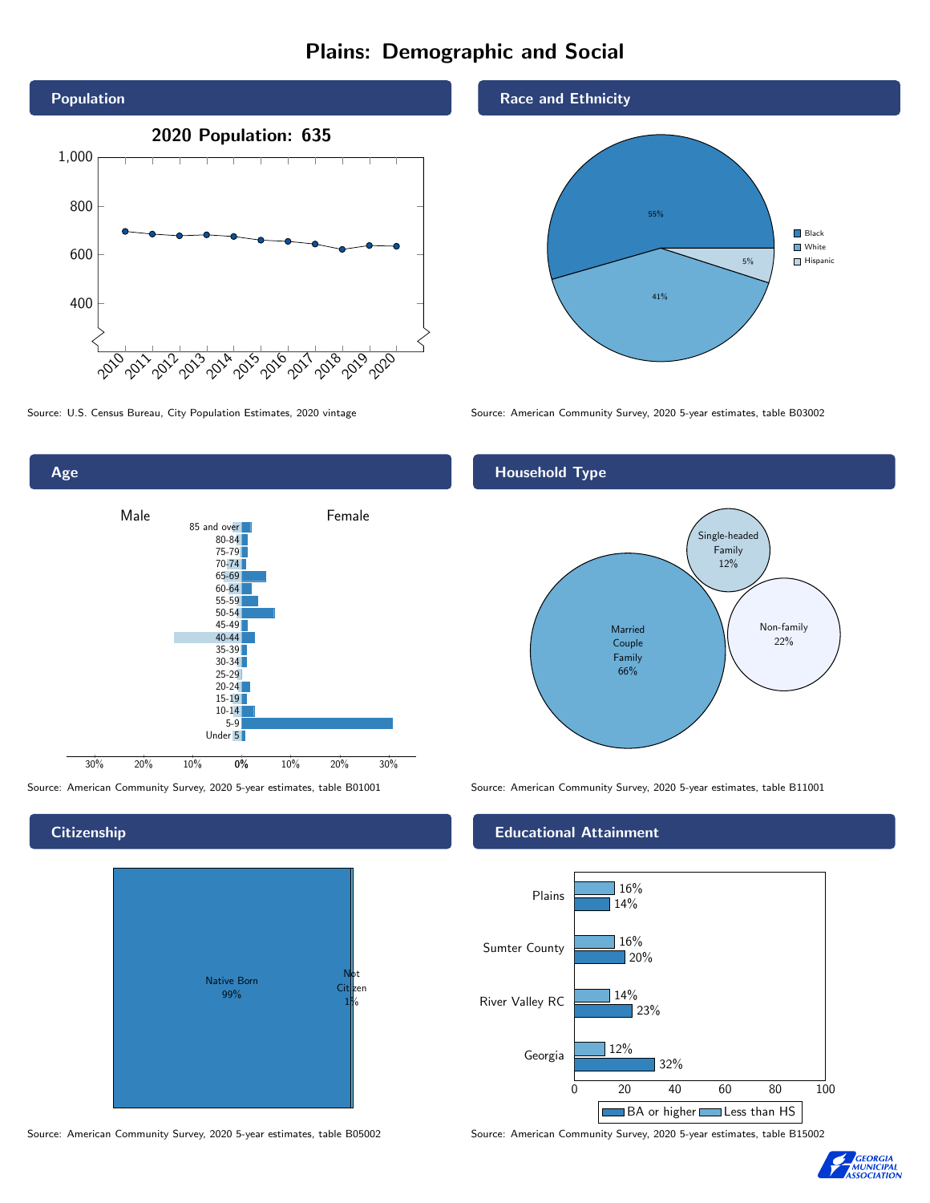# Plains: Demographic and Social

## Population

**2020 Population: 635**

Source: U.S. Census Bureau, City Population Estimates, 2020 vintage

## Race and Ethnicity

| Race/Ethnicity | Percent |
|---|---|
| Black | 55% |
| White | 41% |
| Hispanic | 5% |

Source: American Community Survey, 2020 5-year estimates, table B03002

## Age

Male / Female

Age groups: 85 and over, 80-84, 75-79, 70-74, 65-69, 60-64, 55-59, 50-54, 45-49, 40-44, 35-39, 30-34, 25-29, 20-24, 15-19, 10-14, 5-9, Under 5

Source: American Community Survey, 2020 5-year estimates, table B01001

## Household Type

| Household Type | Percent |
|---|---|
| Married Couple Family | 66% |
| Non-family | 22% |
| Single-headed Family | 12% |

Source: American Community Survey, 2020 5-year estimates, table B11001

## Citizenship

| Citizenship | Percent |
|---|---|
| Native Born | 99% |
| Not Citizen | 1% |

Source: American Community Survey, 2020 5-year estimates, table B05002

## Educational Attainment

| Area | Less than HS | BA or higher |
|---|---|---|
| Plains | 16% | 14% |
| Sumter County | 16% | 20% |
| River Valley RC | 14% | 23% |
| Georgia | 12% | 32% |

Source: American Community Survey, 2020 5-year estimates, table B15002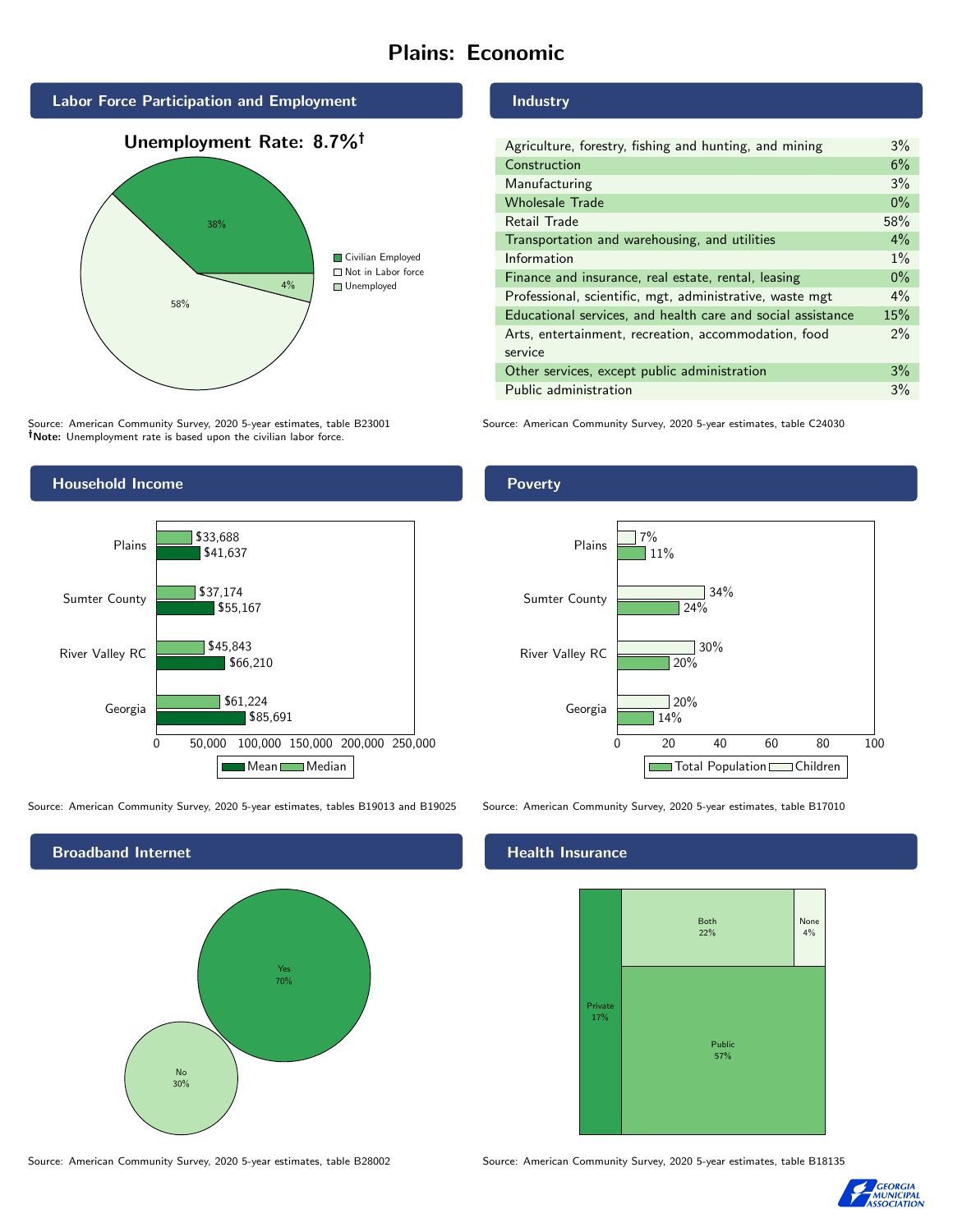# Plains: Economic

## Labor Force Participation and Employment

**Unemployment Rate: 8.7%†**

| Category | Percent |
|---|---|
| Civilian Employed | 38% |
| Not in Labor force | 58% |
| Unemployed | 4% |

Source: American Community Survey, 2020 5-year estimates, table B23001
**†Note:** Unemployment rate is based upon the civilian labor force.

## Industry

| Industry | Percent |
|---|---|
| Agriculture, forestry, fishing and hunting, and mining | 3% |
| Construction | 6% |
| Manufacturing | 3% |
| Wholesale Trade | 0% |
| Retail Trade | 58% |
| Transportation and warehousing, and utilities | 4% |
| Information | 1% |
| Finance and insurance, real estate, rental, leasing | 0% |
| Professional, scientific, mgt, administrative, waste mgt | 4% |
| Educational services, and health care and social assistance | 15% |
| Arts, entertainment, recreation, accommodation, food service | 2% |
| Other services, except public administration | 3% |
| Public administration | 3% |

Source: American Community Survey, 2020 5-year estimates, table C24030

## Household Income

| Area | Median | Mean |
|---|---|---|
| Plains | $33,688 | $41,637 |
| Sumter County | $37,174 | $55,167 |
| River Valley RC | $45,843 | $66,210 |
| Georgia | $61,224 | $85,691 |

Source: American Community Survey, 2020 5-year estimates, tables B19013 and B19025

## Poverty

| Area | Children | Total Population |
|---|---|---|
| Plains | 7% | 11% |
| Sumter County | 34% | 24% |
| River Valley RC | 30% | 20% |
| Georgia | 20% | 14% |

Source: American Community Survey, 2020 5-year estimates, table B17010

## Broadband Internet

| Response | Percent |
|---|---|
| Yes | 70% |
| No | 30% |

Source: American Community Survey, 2020 5-year estimates, table B28002

## Health Insurance

| Coverage | Percent |
|---|---|
| Private | 17% |
| Both | 22% |
| Public | 57% |
| None | 4% |

Source: American Community Survey, 2020 5-year estimates, table B18135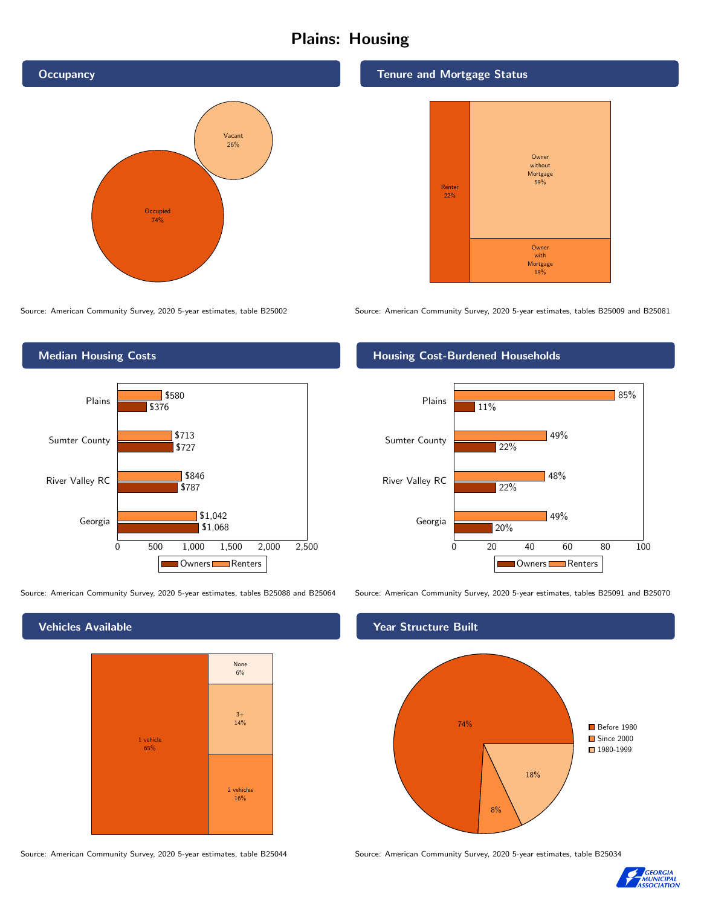# Plains: Housing

## Occupancy

Vacant
26%

Occupied
74%

Source: American Community Survey, 2020 5-year estimates, table B25002

## Tenure and Mortgage Status

Renter
22%

Owner
without
Mortgage
59%

Owner
with
Mortgage
19%

Source: American Community Survey, 2020 5-year estimates, tables B25009 and B25081

## Median Housing Costs

Plains
$580
$376

Sumter County
$713
$727

River Valley RC
$846
$787

Georgia
$1,042
$1,068

0 500 1,000 1,500 2,000 2,500

Owners Renters

Source: American Community Survey, 2020 5-year estimates, tables B25088 and B25064

## Housing Cost-Burdened Households

Plains
85%
11%

Sumter County
49%
22%

River Valley RC
48%
22%

Georgia
49%
20%

0 20 40 60 80 100

Owners Renters

Source: American Community Survey, 2020 5-year estimates, tables B25091 and B25070

## Vehicles Available

1 vehicle
65%

None
6%

3+
14%

2 vehicles
16%

Source: American Community Survey, 2020 5-year estimates, table B25044

## Year Structure Built

74%

8%

18%

Before 1980
Since 2000
1980-1999

Source: American Community Survey, 2020 5-year estimates, table B25034

GEORGIA MUNICIPAL ASSOCIATION